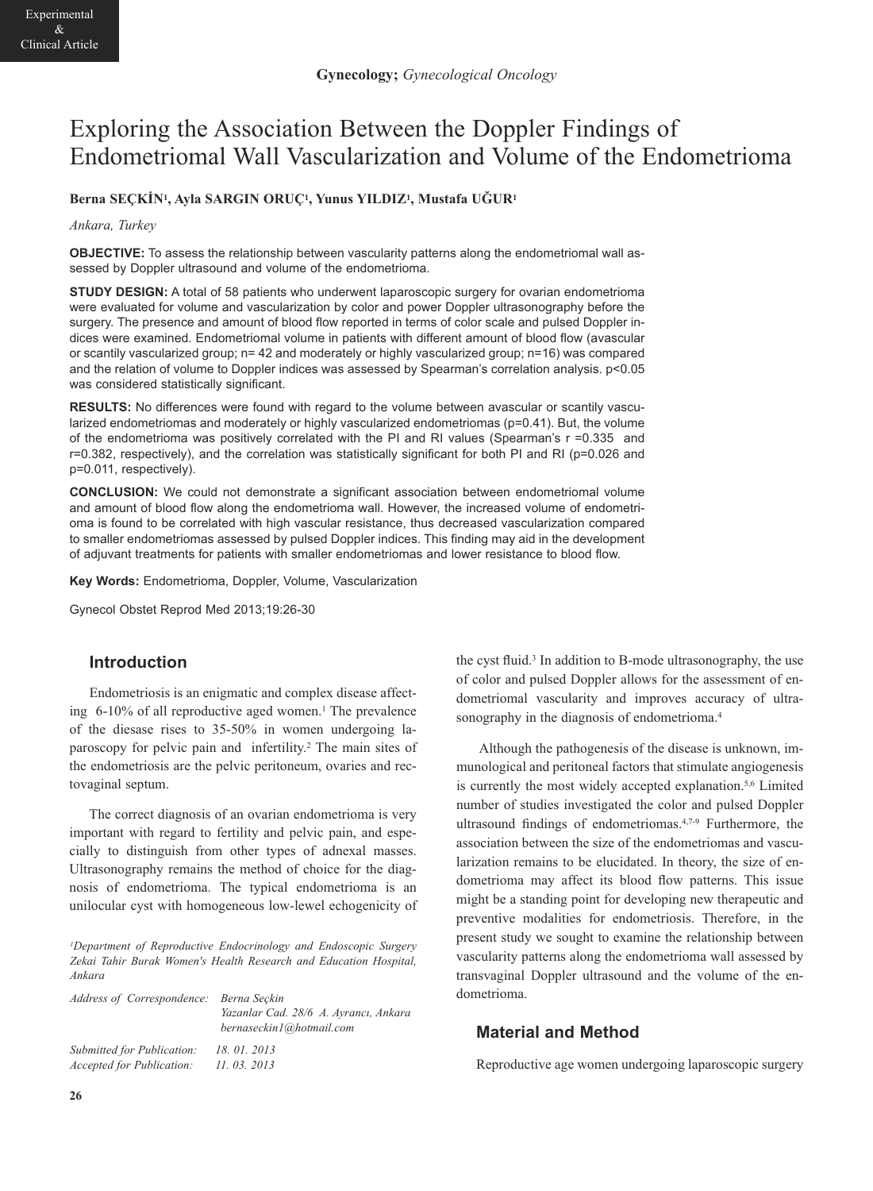Experimental & Clinical Article

**Gynecology;** *Gynecological Oncology*

# Exploring the Association Between the Doppler Findings of Endometriomal Wall Vascularization and Volume of the Endometrioma

**Berna SEÇKİN[1], Ayla SARGIN ORUÇ[1], Yunus YILDIZ[1], Mustafa UĞUR[1]**

*Ankara, Turkey*

**OBJECTIVE:** To assess the relationship between vascularity patterns along the endometriomal wall assessed by Doppler ultrasound and volume of the endometrioma.

**STUDY DESIGN:** A total of 58 patients who underwent laparoscopic surgery for ovarian endometrioma were evaluated for volume and vascularization by color and power Doppler ultrasonography before the surgery. The presence and amount of blood flow reported in terms of color scale and pulsed Doppler indices were examined. Endometriomal volume in patients with different amount of blood flow (avascular or scantily vascularized group; n= 42 and moderately or highly vascularized group; n=16) was compared and the relation of volume to Doppler indices was assessed by Spearman's correlation analysis. $p<0.05$ was considered statistically significant.

**RESULTS:** No differences were found with regard to the volume between avascular or scantily vascularized endometriomas and moderately or highly vascularized endometriomas ($p=0.41$). But, the volume of the endometrioma was positively correlated with the PI and RI values (Spearman's $r=0.335$ and $r=0.382$, respectively), and the correlation was statistically significant for both PI and RI ($p=0.026$ and $p=0.011$, respectively).

**CONCLUSION:** We could not demonstrate a significant association between endometriomal volume and amount of blood flow along the endometrioma wall. However, the increased volume of endometrioma is found to be correlated with high vascular resistance, thus decreased vascularization compared to smaller endometriomas assessed by pulsed Doppler indices. This finding may aid in the development of adjuvant treatments for patients with smaller endometriomas and lower resistance to blood flow.

**Key Words:** Endometrioma, Doppler, Volume, Vascularization

Gynecol Obstet Reprod Med 2013;19:26-30

## Introduction

Endometriosis is an enigmatic and complex disease affecting 6-10% of all reproductive aged women.[1] The prevalence of the diesase rises to 35-50% in women undergoing laparoscopy for pelvic pain and infertility.[2] The main sites of the endometriosis are the pelvic peritoneum, ovaries and rectovaginal septum.

The correct diagnosis of an ovarian endometrioma is very important with regard to fertility and pelvic pain, and especially to distinguish from other types of adnexal masses. Ultrasonography remains the method of choice for the diagnosis of endometrioma. The typical endometrioma is an unilocular cyst with homogeneous low-lewel echogenicity of the cyst fluid.[3] In addition to B-mode ultrasonography, the use of color and pulsed Doppler allows for the assessment of endometriomal vascularity and improves accuracy of ultrasonography in the diagnosis of endometrioma.[4]

Although the pathogenesis of the disease is unknown, immunological and peritoneal factors that stimulate angiogenesis is currently the most widely accepted explanation.[5,6] Limited number of studies investigated the color and pulsed Doppler ultrasound findings of endometriomas.[4,7-9] Furthermore, the association between the size of the endometriomas and vascularization remains to be elucidated. In theory, the size of endometrioma may affect its blood flow patterns. This issue might be a standing point for developing new therapeutic and preventive modalities for endometriosis. Therefore, in the present study we sought to examine the relationship between vascularity patterns along the endometrioma wall assessed by transvaginal Doppler ultrasound and the volume of the endometrioma.

## Material and Method

Reproductive age women undergoing laparoscopic surgery

*[1]Department of Reproductive Endocrinology and Endoscopic Surgery Zekai Tahir Burak Women's Health Research and Education Hospital, Ankara*

*Address of Correspondence: Berna Seçkin, Yazanlar Cad. 28/6 A. Ayrancı, Ankara, bernaseckin1@hotmail.com*

*Submitted for Publication: 18. 01. 2013*
*Accepted for Publication: 11. 03. 2013*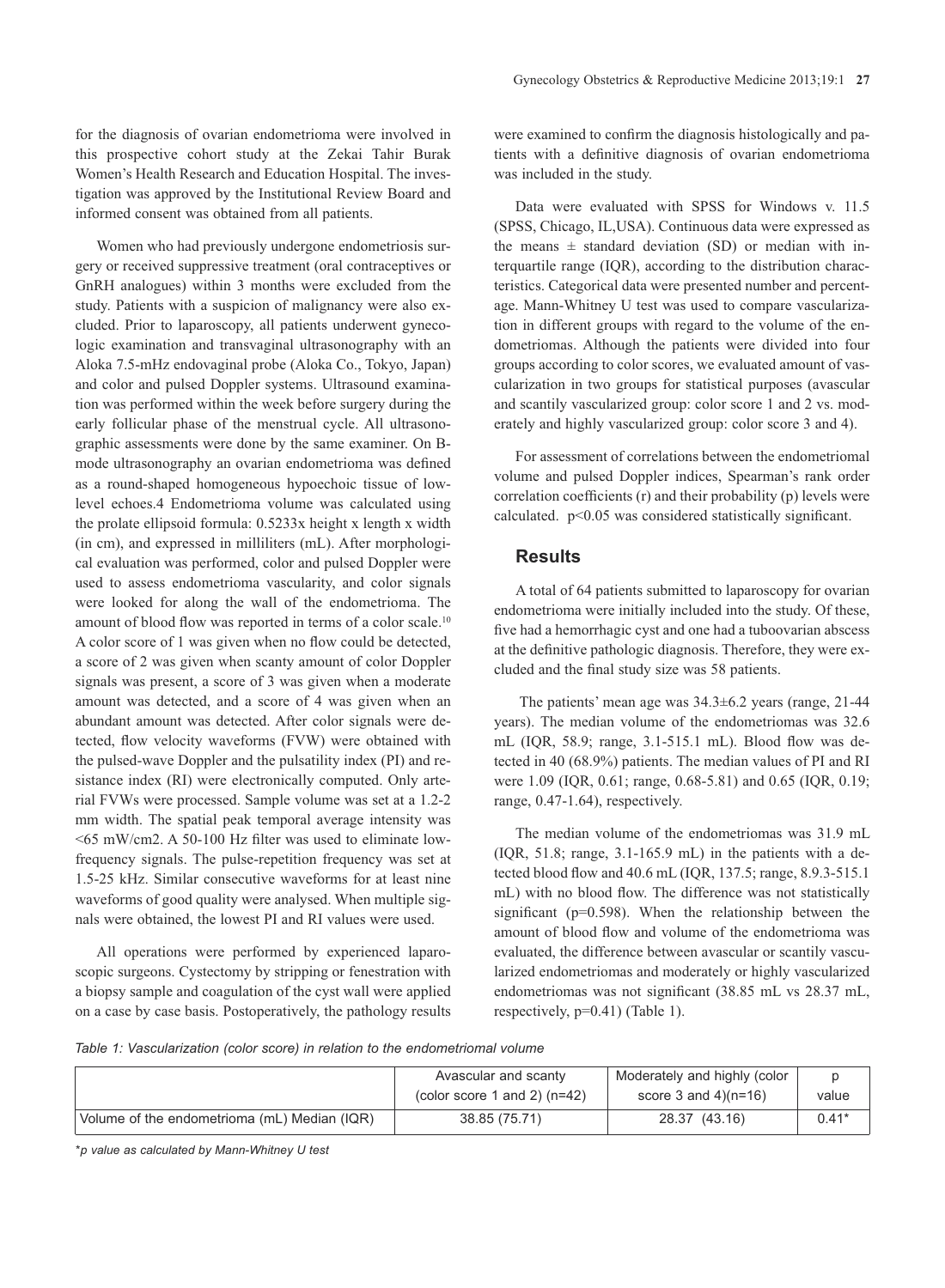for the diagnosis of ovarian endometrioma were involved in this prospective cohort study at the Zekai Tahir Burak Women's Health Research and Education Hospital. The investigation was approved by the Institutional Review Board and informed consent was obtained from all patients.

Women who had previously undergone endometriosis surgery or received suppressive treatment (oral contraceptives or GnRH analogues) within 3 months were excluded from the study. Patients with a suspicion of malignancy were also excluded. Prior to laparoscopy, all patients underwent gynecologic examination and transvaginal ultrasonography with an Aloka 7.5-mHz endovaginal probe (Aloka Co., Tokyo, Japan) and color and pulsed Doppler systems. Ultrasound examination was performed within the week before surgery during the early follicular phase of the menstrual cycle. All ultrasonographic assessments were done by the same examiner. On B-mode ultrasonography an ovarian endometrioma was defined as a round-shaped homogeneous hypoechoic tissue of low-level echoes.4 Endometrioma volume was calculated using the prolate ellipsoid formula: 0.5233x height x length x width (in cm), and expressed in milliliters (mL). After morphological evaluation was performed, color and pulsed Doppler were used to assess endometrioma vascularity, and color signals were looked for along the wall of the endometrioma. The amount of blood flow was reported in terms of a color scale.[10] A color score of 1 was given when no flow could be detected, a score of 2 was given when scanty amount of color Doppler signals was present, a score of 3 was given when a moderate amount was detected, and a score of 4 was given when an abundant amount was detected. After color signals were detected, flow velocity waveforms (FVW) were obtained with the pulsed-wave Doppler and the pulsatility index (PI) and resistance index (RI) were electronically computed. Only arterial FVWs were processed. Sample volume was set at a 1.2-2 mm width. The spatial peak temporal average intensity was <65 mW/cm2. A 50-100 Hz filter was used to eliminate low-frequency signals. The pulse-repetition frequency was set at 1.5-25 kHz. Similar consecutive waveforms for at least nine waveforms of good quality were analysed. When multiple signals were obtained, the lowest PI and RI values were used.

All operations were performed by experienced laparoscopic surgeons. Cystectomy by stripping or fenestration with a biopsy sample and coagulation of the cyst wall were applied on a case by case basis. Postoperatively, the pathology results were examined to confirm the diagnosis histologically and patients with a definitive diagnosis of ovarian endometrioma was included in the study.

Data were evaluated with SPSS for Windows v. 11.5 (SPSS, Chicago, IL,USA). Continuous data were expressed as the means ± standard deviation (SD) or median with interquartile range (IQR), according to the distribution characteristics. Categorical data were presented number and percentage. Mann-Whitney U test was used to compare vascularization in different groups with regard to the volume of the endometriomas. Although the patients were divided into four groups according to color scores, we evaluated amount of vascularization in two groups for statistical purposes (avascular and scantily vascularized group: color score 1 and 2 vs. moderately and highly vascularized group: color score 3 and 4).

For assessment of correlations between the endometriomal volume and pulsed Doppler indices, Spearman's rank order correlation coefficients (r) and their probability (p) levels were calculated. $p<0.05$ was considered statistically significant.

## Results

A total of 64 patients submitted to laparoscopy for ovarian endometrioma were initially included into the study. Of these, five had a hemorrhagic cyst and one had a tuboovarian abscess at the definitive pathologic diagnosis. Therefore, they were excluded and the final study size was 58 patients.

The patients' mean age was 34.3±6.2 years (range, 21-44 years). The median volume of the endometriomas was 32.6 mL (IQR, 58.9; range, 3.1-515.1 mL). Blood flow was detected in 40 (68.9%) patients. The median values of PI and RI were 1.09 (IQR, 0.61; range, 0.68-5.81) and 0.65 (IQR, 0.19; range, 0.47-1.64), respectively.

The median volume of the endometriomas was 31.9 mL (IQR, 51.8; range, 3.1-165.9 mL) in the patients with a detected blood flow and 40.6 mL (IQR, 137.5; range, 8.9.3-515.1 mL) with no blood flow. The difference was not statistically significant (p=0.598). When the relationship between the amount of blood flow and volume of the endometrioma was evaluated, the difference between avascular or scantily vascularized endometriomas and moderately or highly vascularized endometriomas was not significant (38.85 mL vs 28.37 mL, respectively, p=0.41) (Table 1).

*Table 1: Vascularization (color score) in relation to the endometriomal volume*

| | Avascular and scanty (color score 1 and 2) (n=42) | Moderately and highly (color score 3 and 4)(n=16) | p value |
|---|---|---|---|
| Volume of the endometrioma (mL) Median (IQR) | 38.85 (75.71) | 28.37 (43.16) | 0.41* |

*\*p value as calculated by Mann-Whitney U test*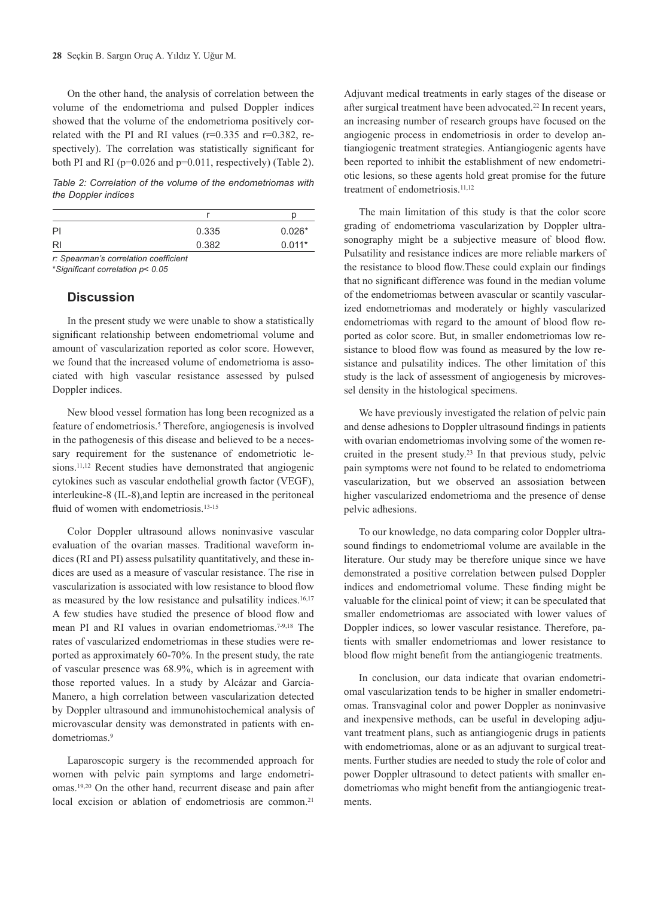On the other hand, the analysis of correlation between the volume of the endometrioma and pulsed Doppler indices showed that the volume of the endometrioma positively correlated with the PI and RI values (r=0.335 and r=0.382, respectively). The correlation was statistically significant for both PI and RI (p=0.026 and p=0.011, respectively) (Table 2).

*Table 2: Correlation of the volume of the endometriomas with the Doppler indices*

| | r | p |
|---|---|---|
| PI | 0.335 | 0.026* |
| RI | 0.382 | 0.011* |

*r: Spearman's correlation coefficient*
*\*Significant correlation p< 0.05*

## Discussion

In the present study we were unable to show a statistically significant relationship between endometriomal volume and amount of vascularization reported as color score. However, we found that the increased volume of endometrioma is associated with high vascular resistance assessed by pulsed Doppler indices.

New blood vessel formation has long been recognized as a feature of endometriosis.[5] Therefore, angiogenesis is involved in the pathogenesis of this disease and believed to be a necessary requirement for the sustenance of endometriotic lesions.[11,12] Recent studies have demonstrated that angiogenic cytokines such as vascular endothelial growth factor (VEGF), interleukine-8 (IL-8),and leptin are increased in the peritoneal fluid of women with endometriosis.[13-15]

Color Doppler ultrasound allows noninvasive vascular evaluation of the ovarian masses. Traditional waveform indices (RI and PI) assess pulsatility quantitatively, and these indices are used as a measure of vascular resistance. The rise in vascularization is associated with low resistance to blood flow as measured by the low resistance and pulsatility indices.[16,17] A few studies have studied the presence of blood flow and mean PI and RI values in ovarian endometriomas.[7-9,18] The rates of vascularized endometriomas in these studies were reported as approximately 60-70%. In the present study, the rate of vascular presence was 68.9%, which is in agreement with those reported values. In a study by Alcázar and García-Manero, a high correlation between vascularization detected by Doppler ultrasound and immunohistochemical analysis of microvascular density was demonstrated in patients with endometriomas.[9]

Laparoscopic surgery is the recommended approach for women with pelvic pain symptoms and large endometriomas.[19,20] On the other hand, recurrent disease and pain after local excision or ablation of endometriosis are common.[21] Adjuvant medical treatments in early stages of the disease or after surgical treatment have been advocated.[22] In recent years, an increasing number of research groups have focused on the angiogenic process in endometriosis in order to develop antiangiogenic treatment strategies. Antiangiogenic agents have been reported to inhibit the establishment of new endometriotic lesions, so these agents hold great promise for the future treatment of endometriosis.[11,12]

The main limitation of this study is that the color score grading of endometrioma vascularization by Doppler ultrasonography might be a subjective measure of blood flow. Pulsatility and resistance indices are more reliable markers of the resistance to blood flow.These could explain our findings that no significant difference was found in the median volume of the endometriomas between avascular or scantily vascularized endometriomas and moderately or highly vascularized endometriomas with regard to the amount of blood flow reported as color score. But, in smaller endometriomas low resistance to blood flow was found as measured by the low resistance and pulsatility indices. The other limitation of this study is the lack of assessment of angiogenesis by microvessel density in the histological specimens.

We have previously investigated the relation of pelvic pain and dense adhesions to Doppler ultrasound findings in patients with ovarian endometriomas involving some of the women recruited in the present study.[23] In that previous study, pelvic pain symptoms were not found to be related to endometrioma vascularization, but we observed an assosiation between higher vascularized endometrioma and the presence of dense pelvic adhesions.

To our knowledge, no data comparing color Doppler ultrasound findings to endometriomal volume are available in the literature. Our study may be therefore unique since we have demonstrated a positive correlation between pulsed Doppler indices and endometriomal volume. These finding might be valuable for the clinical point of view; it can be speculated that smaller endometriomas are associated with lower values of Doppler indices, so lower vascular resistance. Therefore, patients with smaller endometriomas and lower resistance to blood flow might benefit from the antiangiogenic treatments.

In conclusion, our data indicate that ovarian endometriomal vascularization tends to be higher in smaller endometriomas. Transvaginal color and power Doppler as noninvasive and inexpensive methods, can be useful in developing adjuvant treatment plans, such as antiangiogenic drugs in patients with endometriomas, alone or as an adjuvant to surgical treatments. Further studies are needed to study the role of color and power Doppler ultrasound to detect patients with smaller endometriomas who might benefit from the antiangiogenic treatments.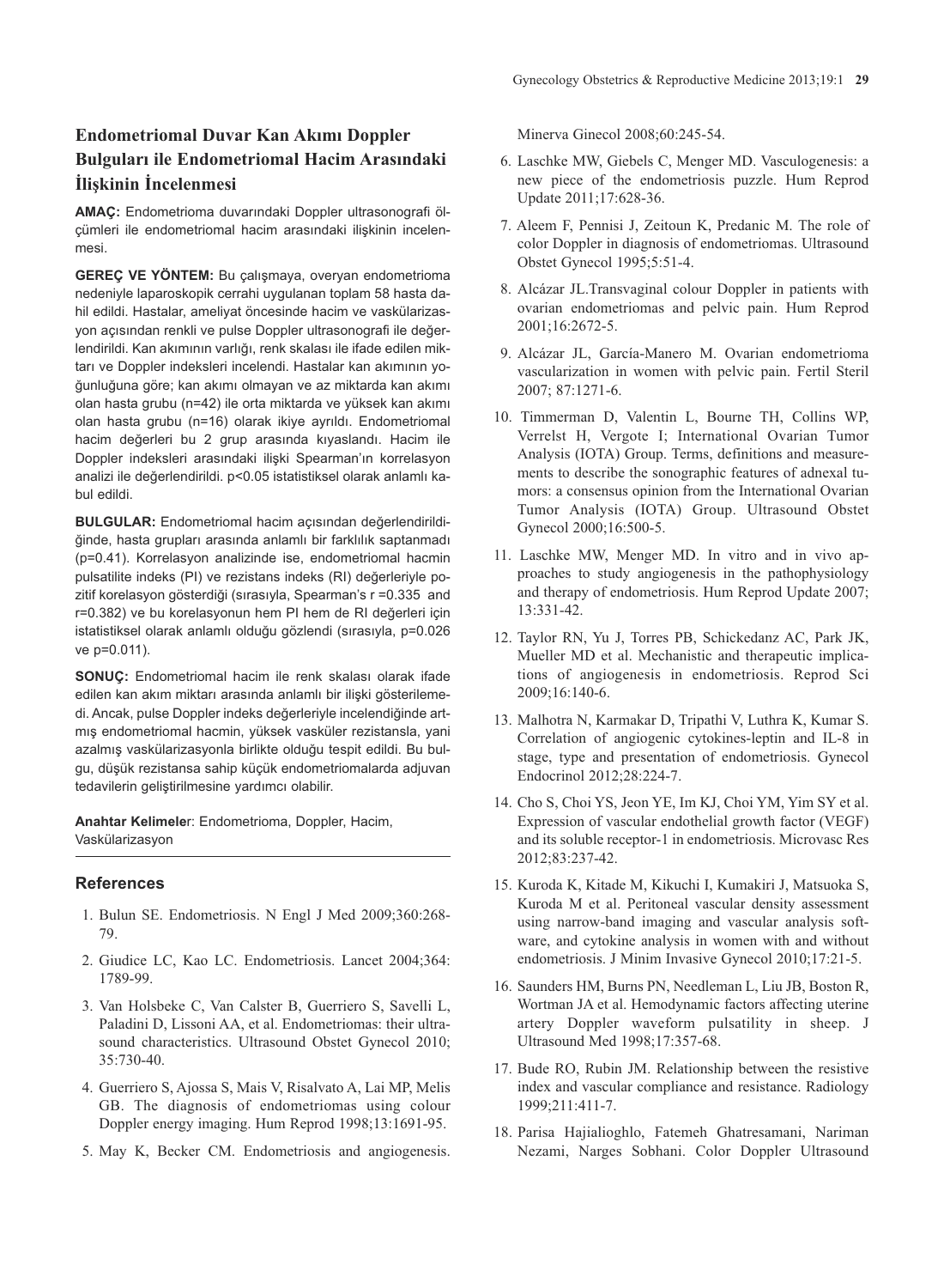## Endometriomal Duvar Kan Akımı Doppler Bulguları ile Endometriomal Hacim Arasındaki İlişkinin İncelenmesi

**AMAÇ:** Endometrioma duvarındaki Doppler ultrasonografi ölçümleri ile endometriomal hacim arasındaki ilişkinin incelenmesi.

**GEREÇ VE YÖNTEM:** Bu çalışmaya, overyan endometrioma nedeniyle laparoskopik cerrahi uygulanan toplam 58 hasta dahil edildi. Hastalar, ameliyat öncesinde hacim ve vaskülarizasyon açısından renkli ve pulse Doppler ultrasonografi ile değerlendirildi. Kan akımının varlığı, renk skalası ile ifade edilen miktarı ve Doppler indeksleri incelendi. Hastalar kan akımının yoğunluğuna göre; kan akımı olmayan ve az miktarda kan akımı olan hasta grubu (n=42) ile orta miktarda ve yüksek kan akımı olan hasta grubu (n=16) olarak ikiye ayrıldı. Endometriomal hacim değerleri bu 2 grup arasında kıyaslandı. Hacim ile Doppler indeksleri arasındaki ilişki Spearman'ın korrelasyon analizi ile değerlendirildi. $p<0.05$ istatistiksel olarak anlamlı kabul edildi.

**BULGULAR:** Endometriomal hacim açısından değerlendirildiğinde, hasta grupları arasında anlamlı bir farklılık saptanmadı ($p=0.41$). Korrelasyon analizinde ise, endometriomal hacmin pulsatilite indeks (PI) ve rezistans indeks (RI) değerleriyle pozitif korelasyon gösterdiği (sırasıyla, Spearman's $r=0.335$ and $r=0.382$) ve bu korelasyonun hem PI hem de RI değerleri için istatistiksel olarak anlamlı olduğu gözlendi (sırasıyla, $p=0.026$ ve $p=0.011$).

**SONUÇ:** Endometriomal hacim ile renk skalası olarak ifade edilen kan akım miktarı arasında anlamlı bir ilişki gösterilemedi. Ancak, pulse Doppler indeks değerleriyle incelendiğinde artmış endometriomal hacmin, yüksek vasküler rezistansla, yani azalmış vaskülarizasyonla birlikte olduğu tespit edildi. Bu bulgu, düşük rezistansa sahip küçük endometriomalarda adjuvan tedavilerin geliştirilmesine yardımcı olabilir.

**Anahtar Kelimeler**: Endometrioma, Doppler, Hacim, Vaskülarizasyon

## References

1. Bulun SE. Endometriosis. N Engl J Med 2009;360:268-79.
2. Giudice LC, Kao LC. Endometriosis. Lancet 2004;364: 1789-99.
3. Van Holsbeke C, Van Calster B, Guerriero S, Savelli L, Paladini D, Lissoni AA, et al. Endometriomas: their ultrasound characteristics. Ultrasound Obstet Gynecol 2010; 35:730-40.
4. Guerriero S, Ajossa S, Mais V, Risalvato A, Lai MP, Melis GB. The diagnosis of endometriomas using colour Doppler energy imaging. Hum Reprod 1998;13:1691-95.
5. May K, Becker CM. Endometriosis and angiogenesis. Minerva Ginecol 2008;60:245-54.
6. Laschke MW, Giebels C, Menger MD. Vasculogenesis: a new piece of the endometriosis puzzle. Hum Reprod Update 2011;17:628-36.
7. Aleem F, Pennisi J, Zeitoun K, Predanic M. The role of color Doppler in diagnosis of endometriomas. Ultrasound Obstet Gynecol 1995;5:51-4.
8. Alcázar JL.Transvaginal colour Doppler in patients with ovarian endometriomas and pelvic pain. Hum Reprod 2001;16:2672-5.
9. Alcázar JL, García-Manero M. Ovarian endometrioma vascularization in women with pelvic pain. Fertil Steril 2007; 87:1271-6.
10. Timmerman D, Valentin L, Bourne TH, Collins WP, Verrelst H, Vergote I; International Ovarian Tumor Analysis (IOTA) Group. Terms, definitions and measurements to describe the sonographic features of adnexal tumors: a consensus opinion from the International Ovarian Tumor Analysis (IOTA) Group. Ultrasound Obstet Gynecol 2000;16:500-5.
11. Laschke MW, Menger MD. In vitro and in vivo approaches to study angiogenesis in the pathophysiology and therapy of endometriosis. Hum Reprod Update 2007; 13:331-42.
12. Taylor RN, Yu J, Torres PB, Schickedanz AC, Park JK, Mueller MD et al. Mechanistic and therapeutic implications of angiogenesis in endometriosis. Reprod Sci 2009;16:140-6.
13. Malhotra N, Karmakar D, Tripathi V, Luthra K, Kumar S. Correlation of angiogenic cytokines-leptin and IL-8 in stage, type and presentation of endometriosis. Gynecol Endocrinol 2012;28:224-7.
14. Cho S, Choi YS, Jeon YE, Im KJ, Choi YM, Yim SY et al. Expression of vascular endothelial growth factor (VEGF) and its soluble receptor-1 in endometriosis. Microvasc Res 2012;83:237-42.
15. Kuroda K, Kitade M, Kikuchi I, Kumakiri J, Matsuoka S, Kuroda M et al. Peritoneal vascular density assessment using narrow-band imaging and vascular analysis software, and cytokine analysis in women with and without endometriosis. J Minim Invasive Gynecol 2010;17:21-5.
16. Saunders HM, Burns PN, Needleman L, Liu JB, Boston R, Wortman JA et al. Hemodynamic factors affecting uterine artery Doppler waveform pulsatility in sheep. J Ultrasound Med 1998;17:357-68.
17. Bude RO, Rubin JM. Relationship between the resistive index and vascular compliance and resistance. Radiology 1999;211:411-7.
18. Parisa Hajialioghlo, Fatemeh Ghatresamani, Nariman Nezami, Narges Sobhani. Color Doppler Ultrasound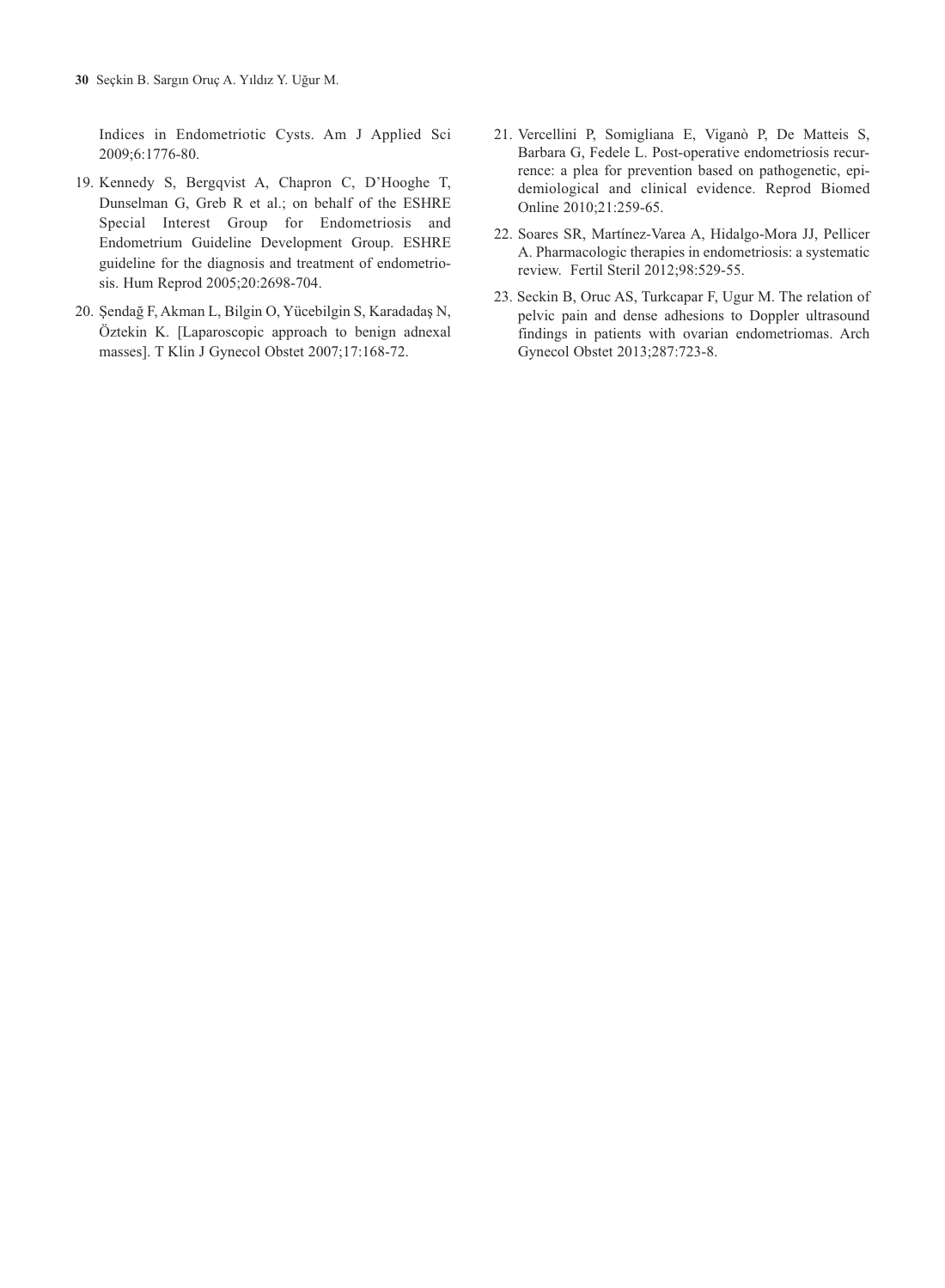Indices in Endometriotic Cysts. Am J Applied Sci 2009;6:1776-80.

19. Kennedy S, Bergqvist A, Chapron C, D'Hooghe T, Dunselman G, Greb R et al.; on behalf of the ESHRE Special Interest Group for Endometriosis and Endometrium Guideline Development Group. ESHRE guideline for the diagnosis and treatment of endometriosis. Hum Reprod 2005;20:2698-704.

20. Şendağ F, Akman L, Bilgin O, Yücebilgin S, Karadadaş N, Öztekin K. [Laparoscopic approach to benign adnexal masses]. T Klin J Gynecol Obstet 2007;17:168-72.

21. Vercellini P, Somigliana E, Viganò P, De Matteis S, Barbara G, Fedele L. Post-operative endometriosis recurrence: a plea for prevention based on pathogenetic, epidemiological and clinical evidence. Reprod Biomed Online 2010;21:259-65.

22. Soares SR, Martínez-Varea A, Hidalgo-Mora JJ, Pellicer A. Pharmacologic therapies in endometriosis: a systematic review. Fertil Steril 2012;98:529-55.

23. Seckin B, Oruc AS, Turkcapar F, Ugur M. The relation of pelvic pain and dense adhesions to Doppler ultrasound findings in patients with ovarian endometriomas. Arch Gynecol Obstet 2013;287:723-8.